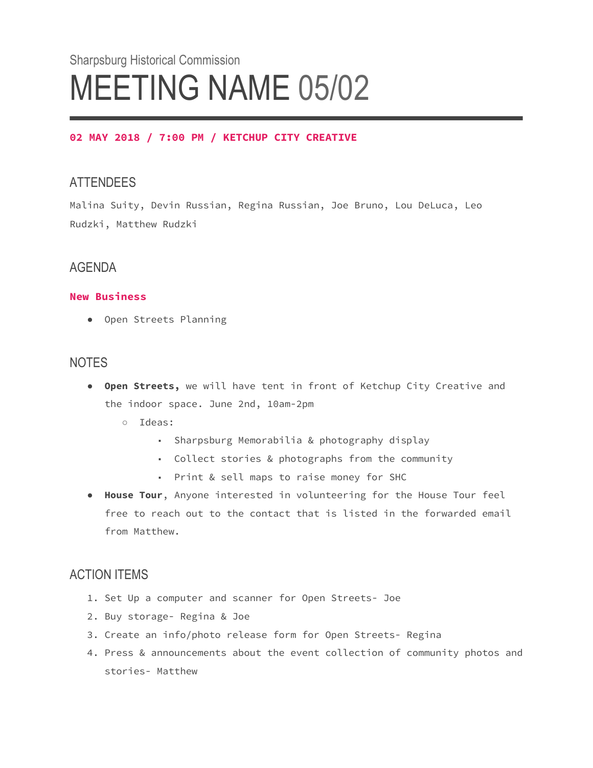Sharpsburg Historical Commission

# MEETING NAME 05/02

**02 MAY 2018 / 7:00 PM / KETCHUP CITY CREATIVE**

## ATTENDEES

Malina Suity, Devin Russian, Regina Russian, Joe Bruno, Lou DeLuca, Leo Rudzki, Matthew Rudzki

## AGENDA

**New Business**

- Open Streets Planning

## NOTES

- **Open Streets,** we will have tent in front of Ketchup City Creative and the indoor space. June 2nd, 10am-2pm
  - Ideas:
    - Sharpsburg Memorabilia & photography display
    - Collect stories & photographs from the community
    - Print & sell maps to raise money for SHC
- **House Tour**, Anyone interested in volunteering for the House Tour feel free to reach out to the contact that is listed in the forwarded email from Matthew.

## ACTION ITEMS

1. Set Up a computer and scanner for Open Streets- Joe
2. Buy storage- Regina & Joe
3. Create an info/photo release form for Open Streets- Regina
4. Press & announcements about the event collection of community photos and stories- Matthew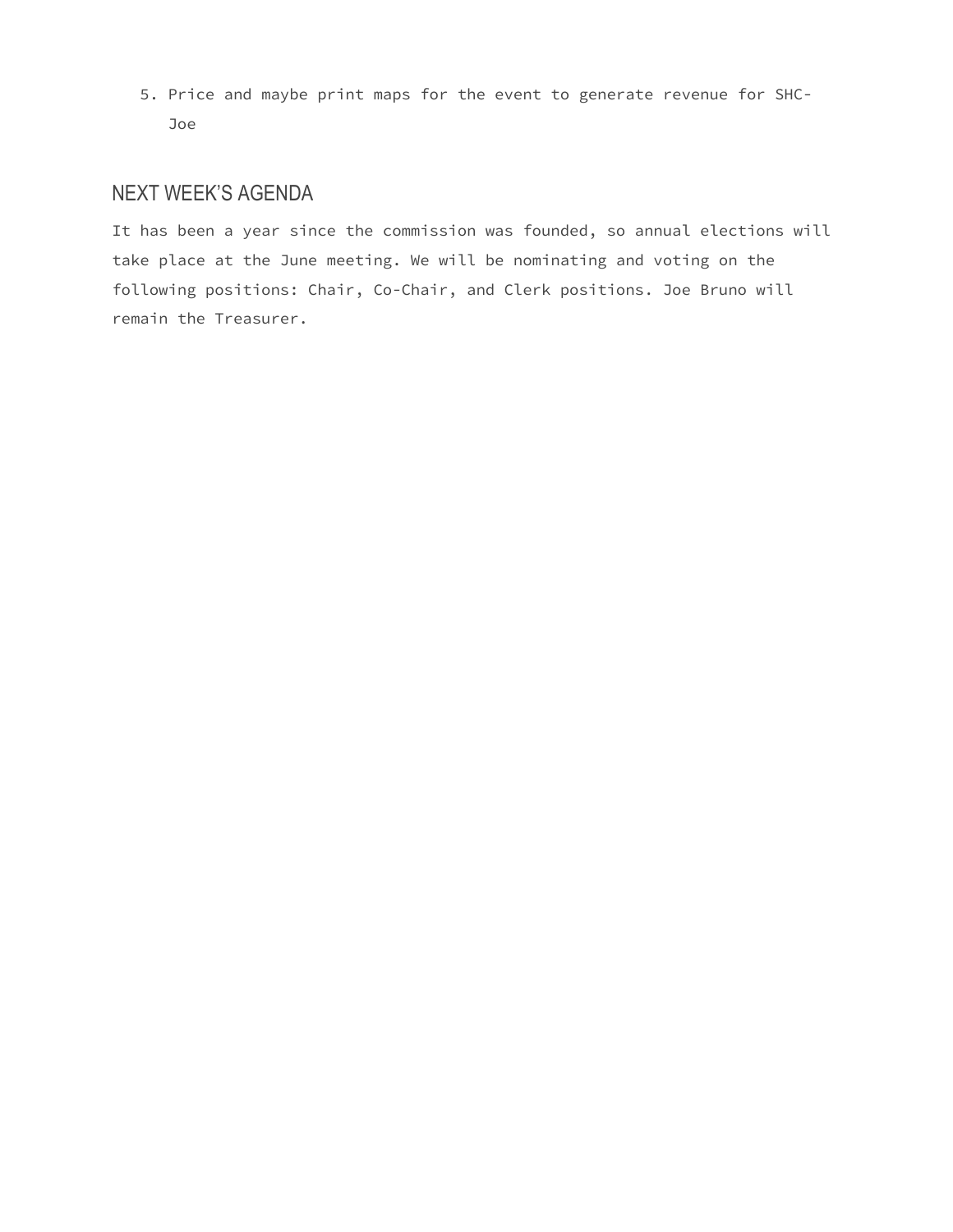5. Price and maybe print maps for the event to generate revenue for SHC- Joe

## NEXT WEEK'S AGENDA

It has been a year since the commission was founded, so annual elections will take place at the June meeting. We will be nominating and voting on the following positions: Chair, Co-Chair, and Clerk positions. Joe Bruno will remain the Treasurer.